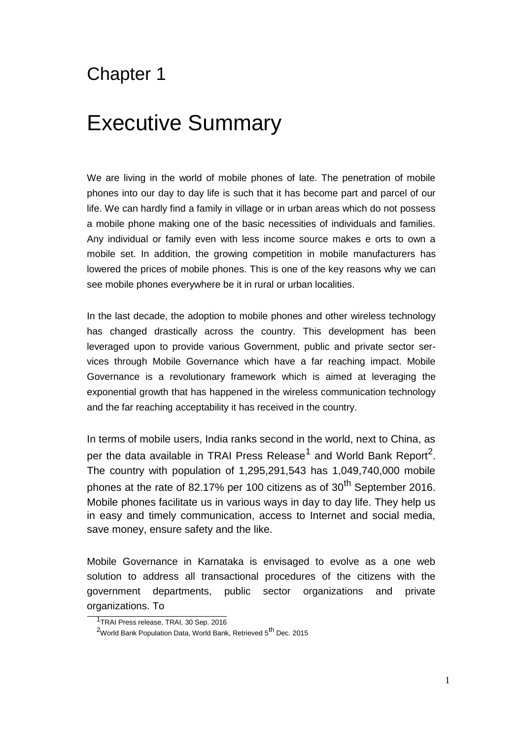Chapter 1

# Executive Summary

We are living in the world of mobile phones of late. The penetration of mobile phones into our day to day life is such that it has become part and parcel of our life. We can hardly find a family in village or in urban areas which do not possess a mobile phone making one of the basic necessities of individuals and families. Any individual or family even with less income source makes e orts to own a mobile set. In addition, the growing competition in mobile manufacturers has lowered the prices of mobile phones. This is one of the key reasons why we can see mobile phones everywhere be it in rural or urban localities.

In the last decade, the adoption to mobile phones and other wireless technology has changed drastically across the country. This development has been leveraged upon to provide various Government, public and private sector services through Mobile Governance which have a far reaching impact. Mobile Governance is a revolutionary framework which is aimed at leveraging the exponential growth that has happened in the wireless communication technology and the far reaching acceptability it has received in the country.

In terms of mobile users, India ranks second in the world, next to China, as per the data available in TRAI Press Release[1] and World Bank Report[2]. The country with population of 1,295,291,543 has 1,049,740,000 mobile phones at the rate of 82.17% per 100 citizens as of 30th September 2016. Mobile phones facilitate us in various ways in day to day life. They help us in easy and timely communication, access to Internet and social media, save money, ensure safety and the like.

Mobile Governance in Karnataka is envisaged to evolve as a one web solution to address all transactional procedures of the citizens with the government departments, public sector organizations and private organizations. To

[1] TRAI Press release, TRAI, 30 Sep. 2016

[2] World Bank Population Data, World Bank, Retrieved 5th Dec. 2015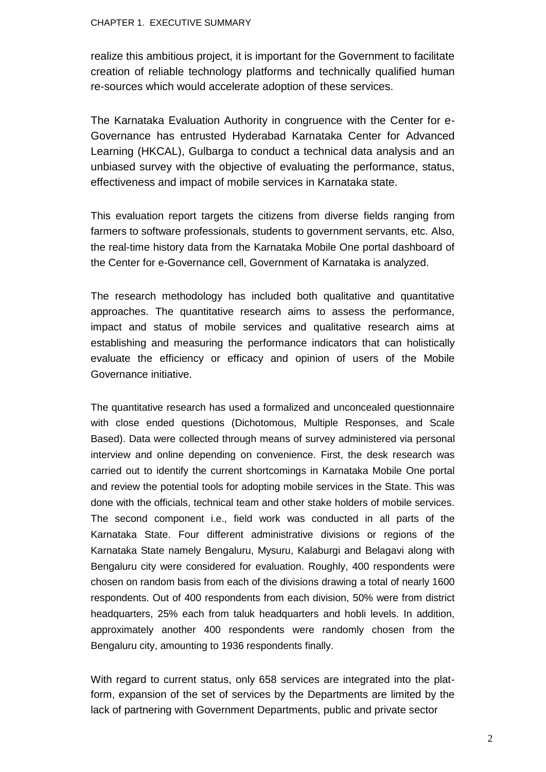realize this ambitious project, it is important for the Government to facilitate creation of reliable technology platforms and technically qualified human re-sources which would accelerate adoption of these services.

The Karnataka Evaluation Authority in congruence with the Center for e-Governance has entrusted Hyderabad Karnataka Center for Advanced Learning (HKCAL), Gulbarga to conduct a technical data analysis and an unbiased survey with the objective of evaluating the performance, status, effectiveness and impact of mobile services in Karnataka state.

This evaluation report targets the citizens from diverse fields ranging from farmers to software professionals, students to government servants, etc. Also, the real-time history data from the Karnataka Mobile One portal dashboard of the Center for e-Governance cell, Government of Karnataka is analyzed.

The research methodology has included both qualitative and quantitative approaches. The quantitative research aims to assess the performance, impact and status of mobile services and qualitative research aims at establishing and measuring the performance indicators that can holistically evaluate the efficiency or efficacy and opinion of users of the Mobile Governance initiative.

The quantitative research has used a formalized and unconcealed questionnaire with close ended questions (Dichotomous, Multiple Responses, and Scale Based). Data were collected through means of survey administered via personal interview and online depending on convenience. First, the desk research was carried out to identify the current shortcomings in Karnataka Mobile One portal and review the potential tools for adopting mobile services in the State. This was done with the officials, technical team and other stake holders of mobile services. The second component i.e., field work was conducted in all parts of the Karnataka State. Four different administrative divisions or regions of the Karnataka State namely Bengaluru, Mysuru, Kalaburgi and Belagavi along with Bengaluru city were considered for evaluation. Roughly, 400 respondents were chosen on random basis from each of the divisions drawing a total of nearly 1600 respondents. Out of 400 respondents from each division, 50% were from district headquarters, 25% each from taluk headquarters and hobli levels. In addition, approximately another 400 respondents were randomly chosen from the Bengaluru city, amounting to 1936 respondents finally.

With regard to current status, only 658 services are integrated into the plat-form, expansion of the set of services by the Departments are limited by the lack of partnering with Government Departments, public and private sector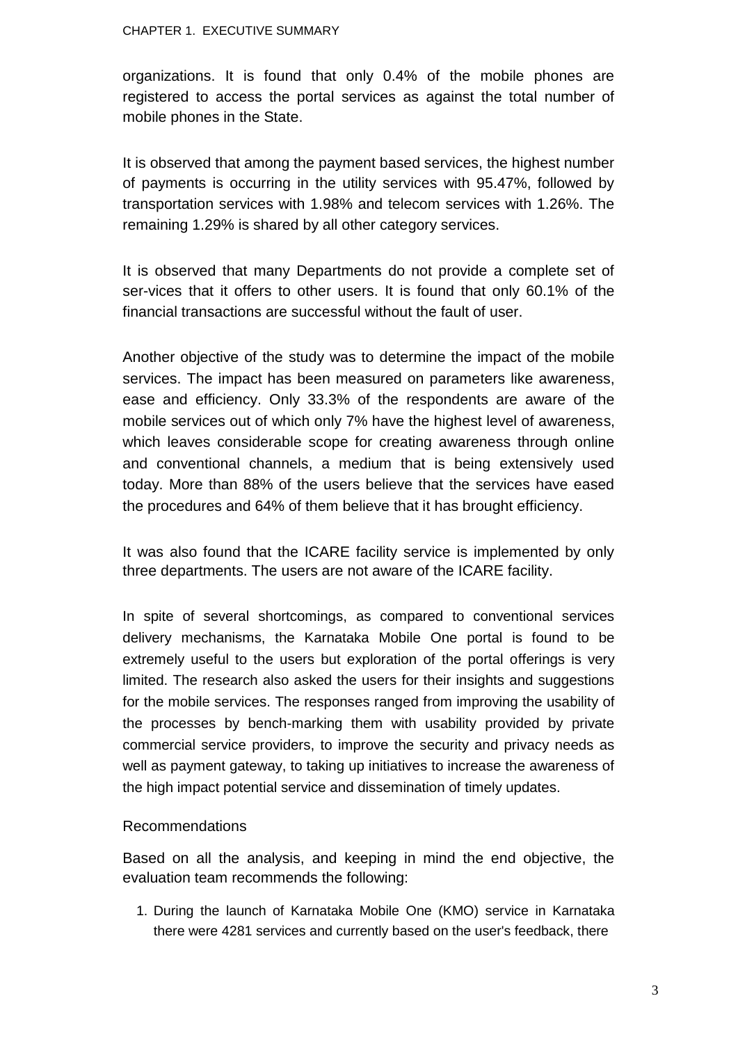organizations. It is found that only 0.4% of the mobile phones are registered to access the portal services as against the total number of mobile phones in the State.

It is observed that among the payment based services, the highest number of payments is occurring in the utility services with 95.47%, followed by transportation services with 1.98% and telecom services with 1.26%. The remaining 1.29% is shared by all other category services.

It is observed that many Departments do not provide a complete set of ser-vices that it offers to other users. It is found that only 60.1% of the financial transactions are successful without the fault of user.

Another objective of the study was to determine the impact of the mobile services. The impact has been measured on parameters like awareness, ease and efficiency. Only 33.3% of the respondents are aware of the mobile services out of which only 7% have the highest level of awareness, which leaves considerable scope for creating awareness through online and conventional channels, a medium that is being extensively used today. More than 88% of the users believe that the services have eased the procedures and 64% of them believe that it has brought efficiency.

It was also found that the ICARE facility service is implemented by only three departments. The users are not aware of the ICARE facility.

In spite of several shortcomings, as compared to conventional services delivery mechanisms, the Karnataka Mobile One portal is found to be extremely useful to the users but exploration of the portal offerings is very limited. The research also asked the users for their insights and suggestions for the mobile services. The responses ranged from improving the usability of the processes by bench-marking them with usability provided by private commercial service providers, to improve the security and privacy needs as well as payment gateway, to taking up initiatives to increase the awareness of the high impact potential service and dissemination of timely updates.

Recommendations

Based on all the analysis, and keeping in mind the end objective, the evaluation team recommends the following:

1. During the launch of Karnataka Mobile One (KMO) service in Karnataka there were 4281 services and currently based on the user's feedback, there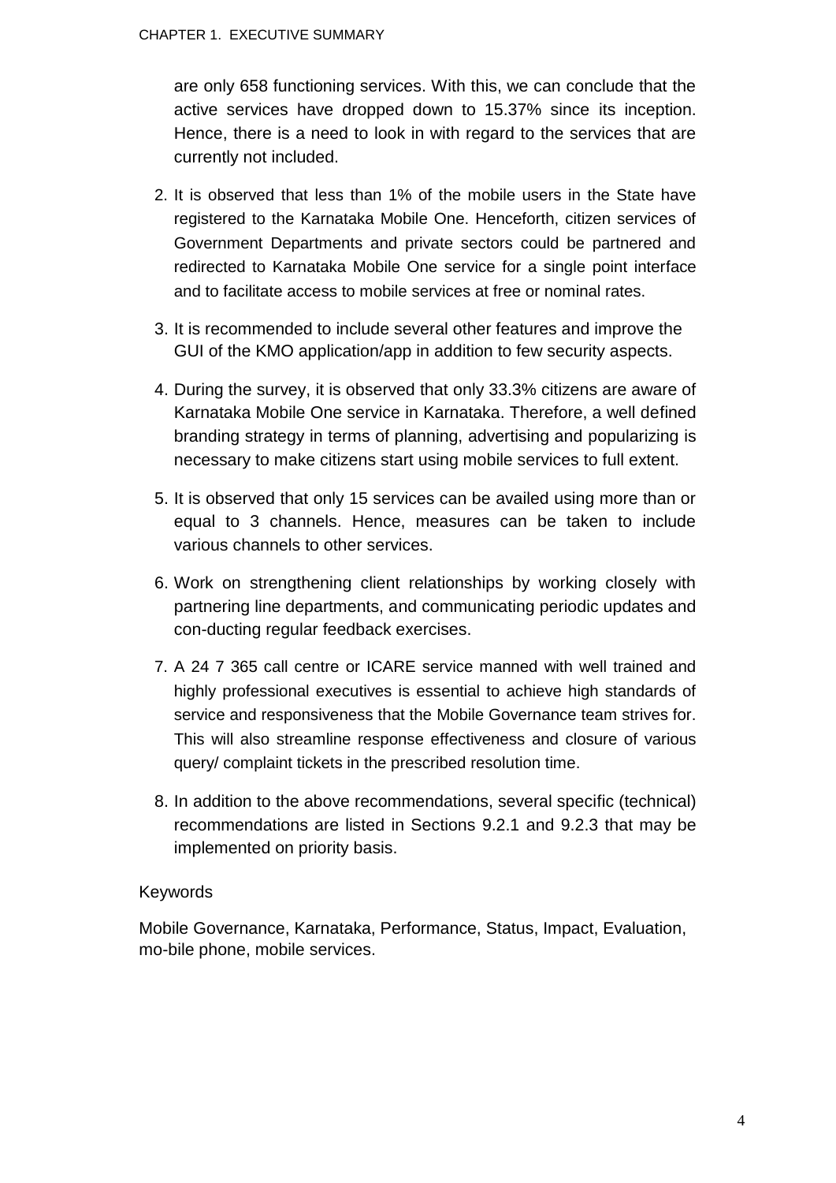are only 658 functioning services. With this, we can conclude that the active services have dropped down to 15.37% since its inception. Hence, there is a need to look in with regard to the services that are currently not included.

2. It is observed that less than 1% of the mobile users in the State have registered to the Karnataka Mobile One. Henceforth, citizen services of Government Departments and private sectors could be partnered and redirected to Karnataka Mobile One service for a single point interface and to facilitate access to mobile services at free or nominal rates.

3. It is recommended to include several other features and improve the GUI of the KMO application/app in addition to few security aspects.

4. During the survey, it is observed that only 33.3% citizens are aware of Karnataka Mobile One service in Karnataka. Therefore, a well defined branding strategy in terms of planning, advertising and popularizing is necessary to make citizens start using mobile services to full extent.

5. It is observed that only 15 services can be availed using more than or equal to 3 channels. Hence, measures can be taken to include various channels to other services.

6. Work on strengthening client relationships by working closely with partnering line departments, and communicating periodic updates and con-ducting regular feedback exercises.

7. A 24 7 365 call centre or ICARE service manned with well trained and highly professional executives is essential to achieve high standards of service and responsiveness that the Mobile Governance team strives for. This will also streamline response effectiveness and closure of various query/ complaint tickets in the prescribed resolution time.

8. In addition to the above recommendations, several specific (technical) recommendations are listed in Sections 9.2.1 and 9.2.3 that may be implemented on priority basis.

Keywords

Mobile Governance, Karnataka, Performance, Status, Impact, Evaluation, mo-bile phone, mobile services.